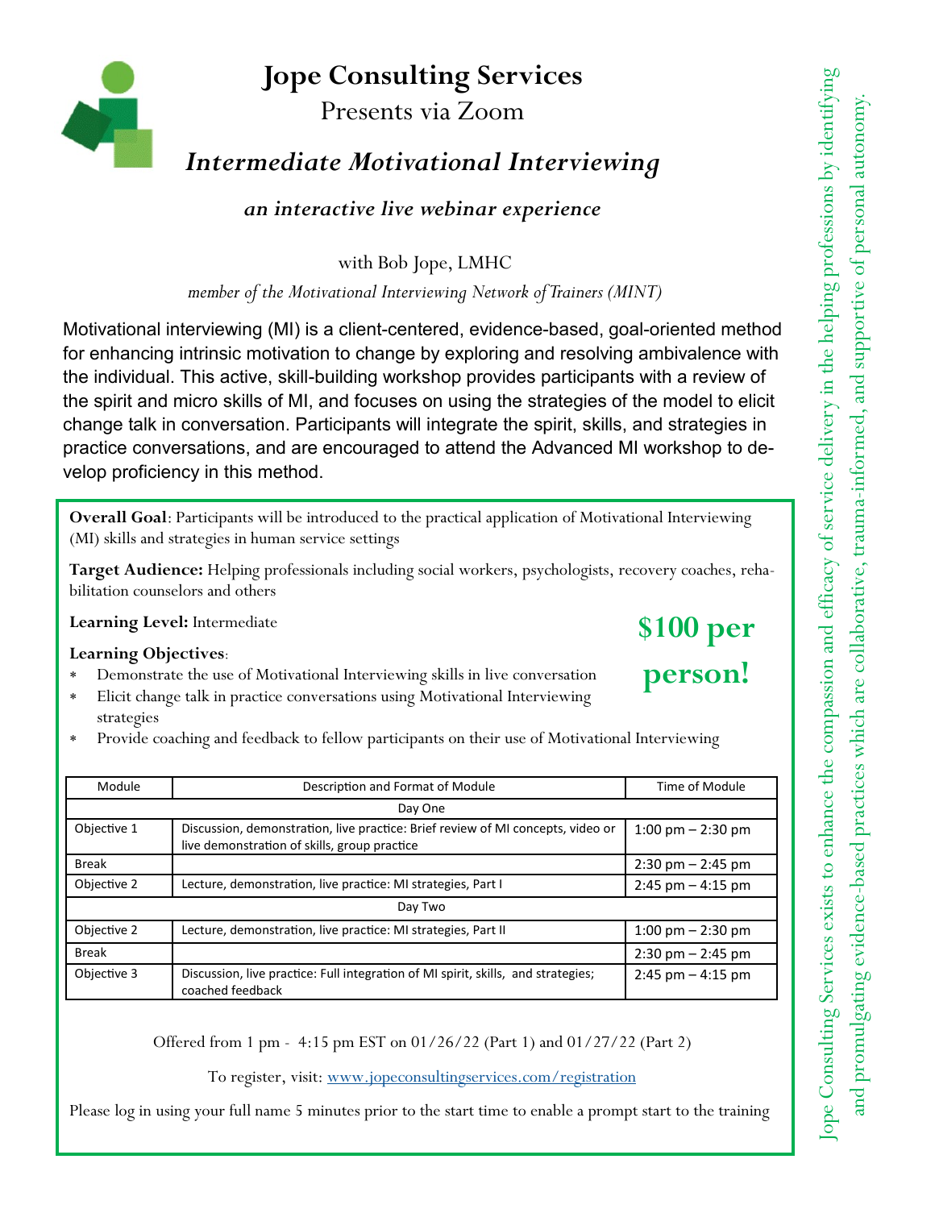# Jope Consulting Services

Presents via Zoom

## *Intermediate Motivational Interviewing*

***an interactive live webinar experience***

with Bob Jope, LMHC

*member of the Motivational Interviewing Network of Trainers (MINT)*

Motivational interviewing (MI) is a client-centered, evidence-based, goal-oriented method for enhancing intrinsic motivation to change by exploring and resolving ambivalence with the individual. This active, skill-building workshop provides participants with a review of the spirit and micro skills of MI, and focuses on using the strategies of the model to elicit change talk in conversation. Participants will integrate the spirit, skills, and strategies in practice conversations, and are encouraged to attend the Advanced MI workshop to develop proficiency in this method.

**Overall Goal**: Participants will be introduced to the practical application of Motivational Interviewing (MI) skills and strategies in human service settings

**Target Audience:** Helping professionals including social workers, psychologists, recovery coaches, rehabilitation counselors and others

**Learning Level:** Intermediate

**$100 per person!**

**Learning Objectives**:

- Demonstrate the use of Motivational Interviewing skills in live conversation
- Elicit change talk in practice conversations using Motivational Interviewing strategies
- Provide coaching and feedback to fellow participants on their use of Motivational Interviewing

| Module | Description and Format of Module | Time of Module |
|---|---|---|
| Day One | | |
| Objective 1 | Discussion, demonstration, live practice: Brief review of MI concepts, video or live demonstration of skills, group practice | 1:00 pm – 2:30 pm |
| Break | | 2:30 pm – 2:45 pm |
| Objective 2 | Lecture, demonstration, live practice: MI strategies, Part I | 2:45 pm – 4:15 pm |
| Day Two | | |
| Objective 2 | Lecture, demonstration, live practice: MI strategies, Part II | 1:00 pm – 2:30 pm |
| Break | | 2:30 pm – 2:45 pm |
| Objective 3 | Discussion, live practice: Full integration of MI spirit, skills, and strategies; coached feedback | 2:45 pm – 4:15 pm |

Offered from 1 pm - 4:15 pm EST on 01/26/22 (Part 1) and 01/27/22 (Part 2)

To register, visit: [www.jopeconsultingservices.com/registration](http://www.jopeconsultingservices.com/registration)

Please log in using your full name 5 minutes prior to the start time to enable a prompt start to the training

Jope Consulting Services exists to enhance the compassion and efficacy of service delivery in the helping professions by identifying and promulgating evidence-based practices which are collaborative, trauma-informed, and supportive of personal autonomy.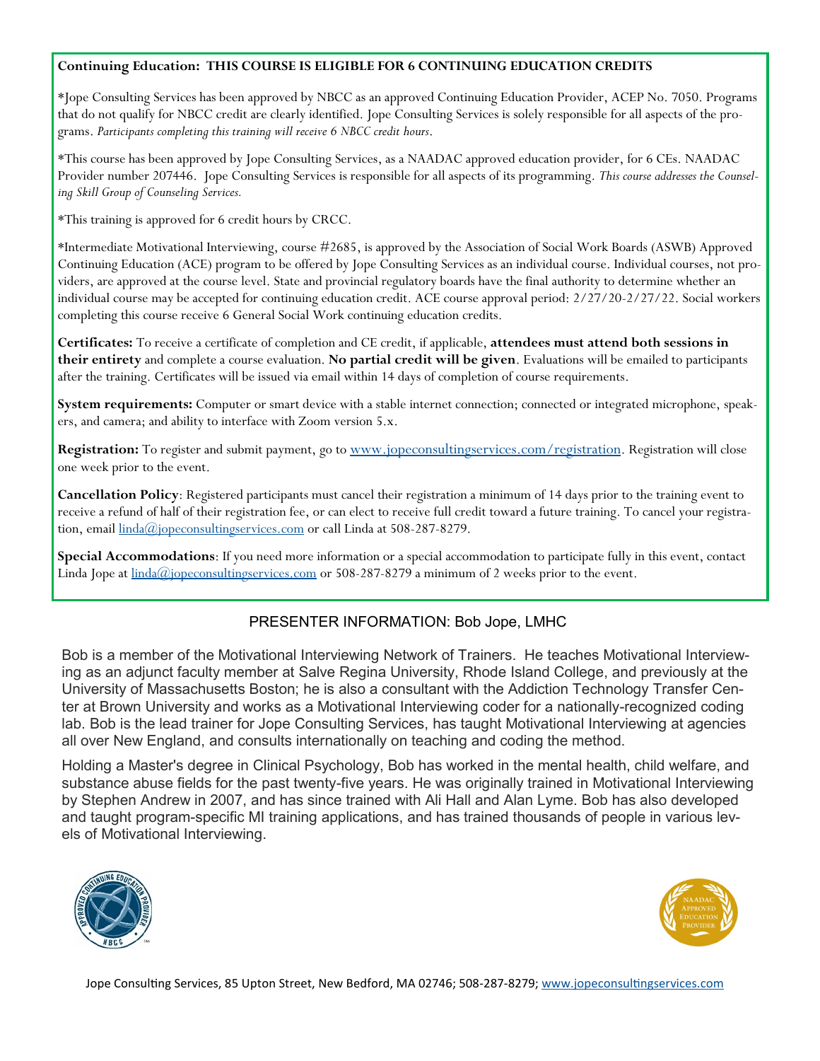**Continuing Education: THIS COURSE IS ELIGIBLE FOR 6 CONTINUING EDUCATION CREDITS**

*Jope Consulting Services has been approved by NBCC as an approved Continuing Education Provider, ACEP No. 7050. Programs that do not qualify for NBCC credit are clearly identified. Jope Consulting Services is solely responsible for all aspects of the programs. *Participants completing this training will receive 6 NBCC credit hours.*

*This course has been approved by Jope Consulting Services, as a NAADAC approved education provider, for 6 CEs. NAADAC Provider number 207446. Jope Consulting Services is responsible for all aspects of its programming. *This course addresses the Counseling Skill Group of Counseling Services.*

*This training is approved for 6 credit hours by CRCC.

*Intermediate Motivational Interviewing, course #2685, is approved by the Association of Social Work Boards (ASWB) Approved Continuing Education (ACE) program to be offered by Jope Consulting Services as an individual course. Individual courses, not providers, are approved at the course level. State and provincial regulatory boards have the final authority to determine whether an individual course may be accepted for continuing education credit. ACE course approval period: 2/27/20-2/27/22. Social workers completing this course receive 6 General Social Work continuing education credits.

**Certificates:** To receive a certificate of completion and CE credit, if applicable, **attendees must attend both sessions in their entirety** and complete a course evaluation. **No partial credit will be given**. Evaluations will be emailed to participants after the training. Certificates will be issued via email within 14 days of completion of course requirements.

**System requirements:** Computer or smart device with a stable internet connection; connected or integrated microphone, speakers, and camera; and ability to interface with Zoom version 5.x.

**Registration:** To register and submit payment, go to www.jopeconsultingservices.com/registration. Registration will close one week prior to the event.

**Cancellation Policy**: Registered participants must cancel their registration a minimum of 14 days prior to the training event to receive a refund of half of their registration fee, or can elect to receive full credit toward a future training. To cancel your registration, email linda@jopeconsultingservices.com or call Linda at 508-287-8279.

**Special Accommodations**: If you need more information or a special accommodation to participate fully in this event, contact Linda Jope at linda@jopeconsultingservices.com or 508-287-8279 a minimum of 2 weeks prior to the event.

## PRESENTER INFORMATION: Bob Jope, LMHC

Bob is a member of the Motivational Interviewing Network of Trainers. He teaches Motivational Interviewing as an adjunct faculty member at Salve Regina University, Rhode Island College, and previously at the University of Massachusetts Boston; he is also a consultant with the Addiction Technology Transfer Center at Brown University and works as a Motivational Interviewing coder for a nationally-recognized coding lab. Bob is the lead trainer for Jope Consulting Services, has taught Motivational Interviewing at agencies all over New England, and consults internationally on teaching and coding the method.

Holding a Master's degree in Clinical Psychology, Bob has worked in the mental health, child welfare, and substance abuse fields for the past twenty-five years. He was originally trained in Motivational Interviewing by Stephen Andrew in 2007, and has since trained with Ali Hall and Alan Lyme. Bob has also developed and taught program-specific MI training applications, and has trained thousands of people in various levels of Motivational Interviewing.

Jope Consulting Services, 85 Upton Street, New Bedford, MA 02746; 508-287-8279; www.jopeconsultingservices.com